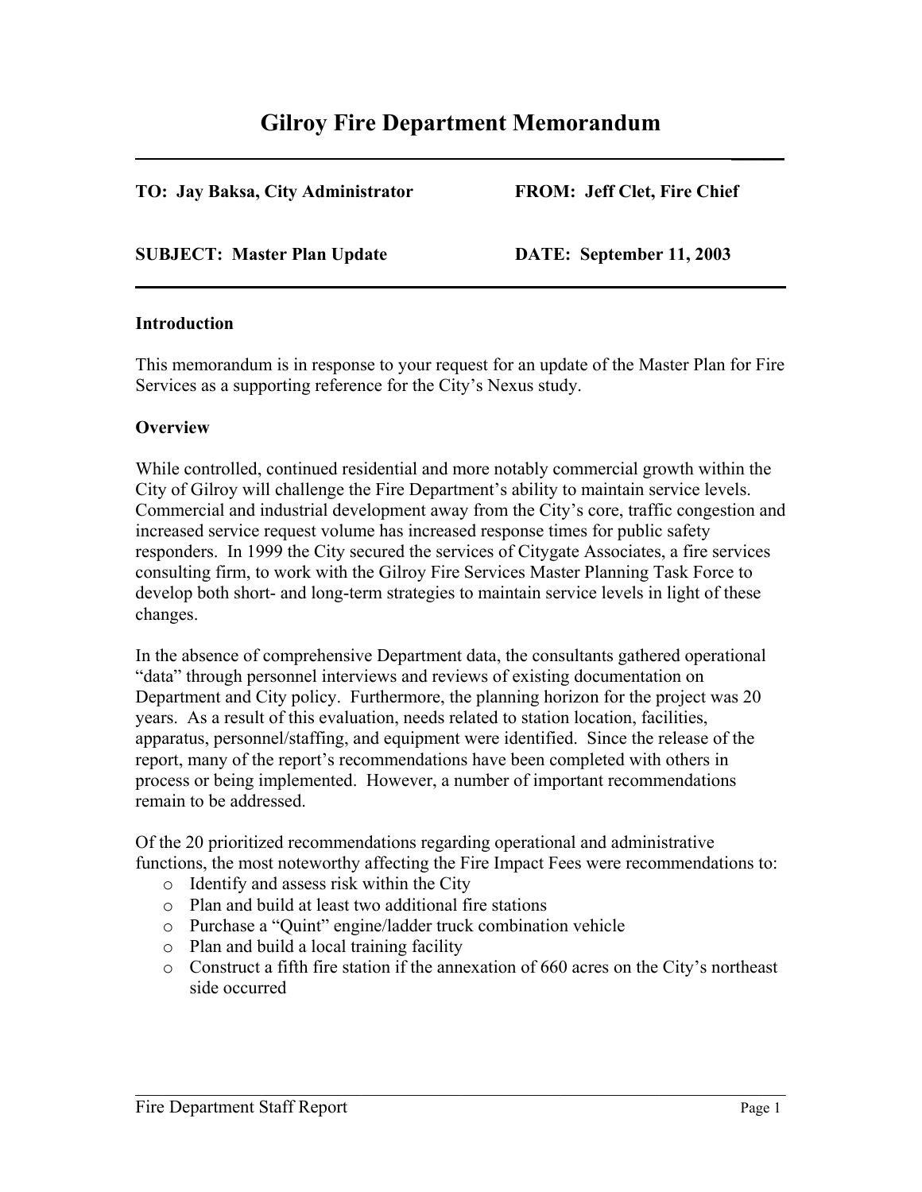# Gilroy Fire Department Memorandum

**TO: Jay Baksa, City Administrator** **FROM: Jeff Clet, Fire Chief**

**SUBJECT: Master Plan Update** **DATE: September 11, 2003**

**Introduction**

This memorandum is in response to your request for an update of the Master Plan for Fire Services as a supporting reference for the City's Nexus study.

**Overview**

While controlled, continued residential and more notably commercial growth within the City of Gilroy will challenge the Fire Department's ability to maintain service levels. Commercial and industrial development away from the City's core, traffic congestion and increased service request volume has increased response times for public safety responders. In 1999 the City secured the services of Citygate Associates, a fire services consulting firm, to work with the Gilroy Fire Services Master Planning Task Force to develop both short- and long-term strategies to maintain service levels in light of these changes.

In the absence of comprehensive Department data, the consultants gathered operational "data" through personnel interviews and reviews of existing documentation on Department and City policy. Furthermore, the planning horizon for the project was 20 years. As a result of this evaluation, needs related to station location, facilities, apparatus, personnel/staffing, and equipment were identified. Since the release of the report, many of the report's recommendations have been completed with others in process or being implemented. However, a number of important recommendations remain to be addressed.

Of the 20 prioritized recommendations regarding operational and administrative functions, the most noteworthy affecting the Fire Impact Fees were recommendations to:

- Identify and assess risk within the City
- Plan and build at least two additional fire stations
- Purchase a "Quint" engine/ladder truck combination vehicle
- Plan and build a local training facility
- Construct a fifth fire station if the annexation of 660 acres on the City's northeast side occurred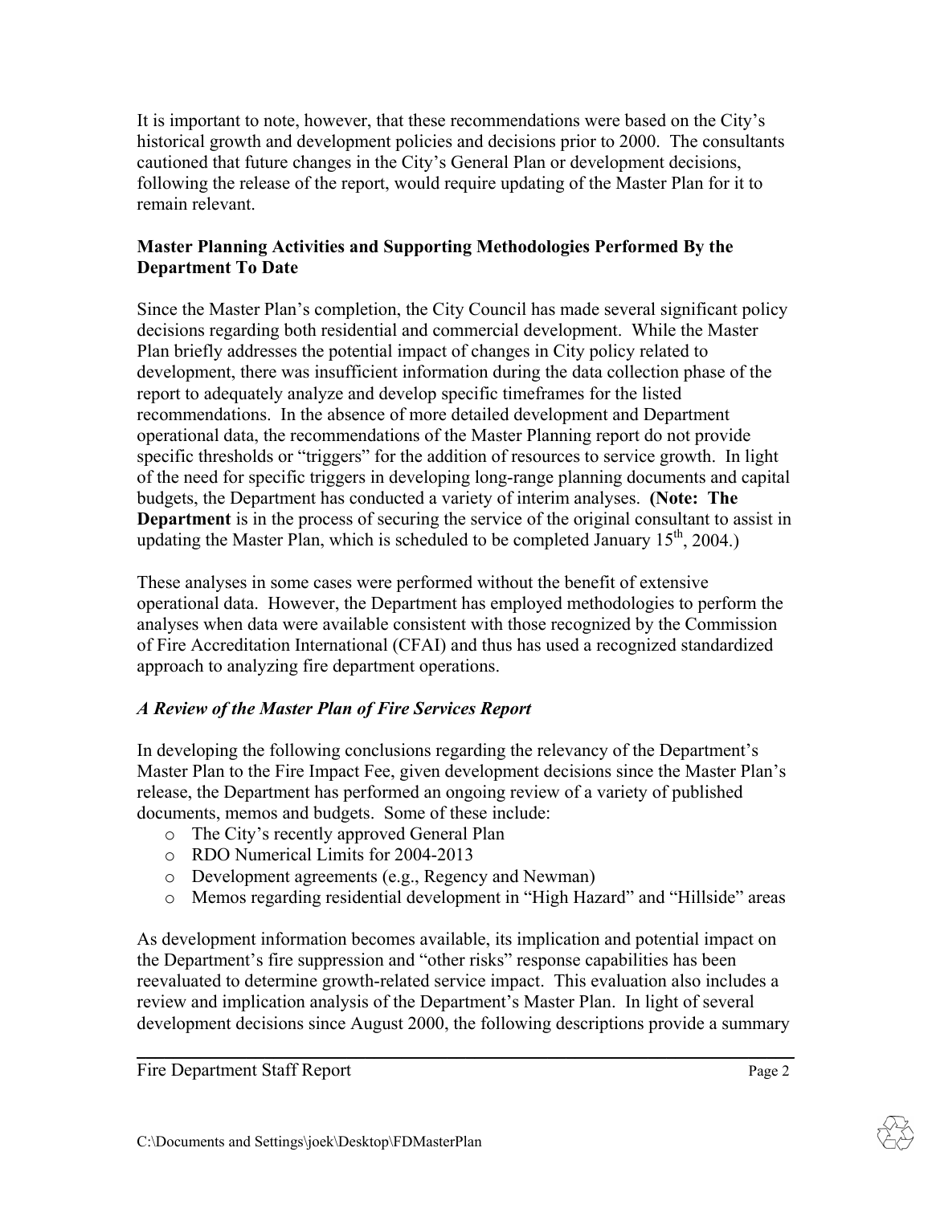It is important to note, however, that these recommendations were based on the City's historical growth and development policies and decisions prior to 2000. The consultants cautioned that future changes in the City's General Plan or development decisions, following the release of the report, would require updating of the Master Plan for it to remain relevant.

**Master Planning Activities and Supporting Methodologies Performed By the Department To Date**

Since the Master Plan's completion, the City Council has made several significant policy decisions regarding both residential and commercial development. While the Master Plan briefly addresses the potential impact of changes in City policy related to development, there was insufficient information during the data collection phase of the report to adequately analyze and develop specific timeframes for the listed recommendations. In the absence of more detailed development and Department operational data, the recommendations of the Master Planning report do not provide specific thresholds or "triggers" for the addition of resources to service growth. In light of the need for specific triggers in developing long-range planning documents and capital budgets, the Department has conducted a variety of interim analyses. **(Note: The Department** is in the process of securing the service of the original consultant to assist in updating the Master Plan, which is scheduled to be completed January 15th, 2004.)

These analyses in some cases were performed without the benefit of extensive operational data. However, the Department has employed methodologies to perform the analyses when data were available consistent with those recognized by the Commission of Fire Accreditation International (CFAI) and thus has used a recognized standardized approach to analyzing fire department operations.

***A Review of the Master Plan of Fire Services Report***

In developing the following conclusions regarding the relevancy of the Department's Master Plan to the Fire Impact Fee, given development decisions since the Master Plan's release, the Department has performed an ongoing review of a variety of published documents, memos and budgets. Some of these include:

- The City's recently approved General Plan
- RDO Numerical Limits for 2004-2013
- Development agreements (e.g., Regency and Newman)
- Memos regarding residential development in "High Hazard" and "Hillside" areas

As development information becomes available, its implication and potential impact on the Department's fire suppression and "other risks" response capabilities has been reevaluated to determine growth-related service impact. This evaluation also includes a review and implication analysis of the Department's Master Plan. In light of several development decisions since August 2000, the following descriptions provide a summary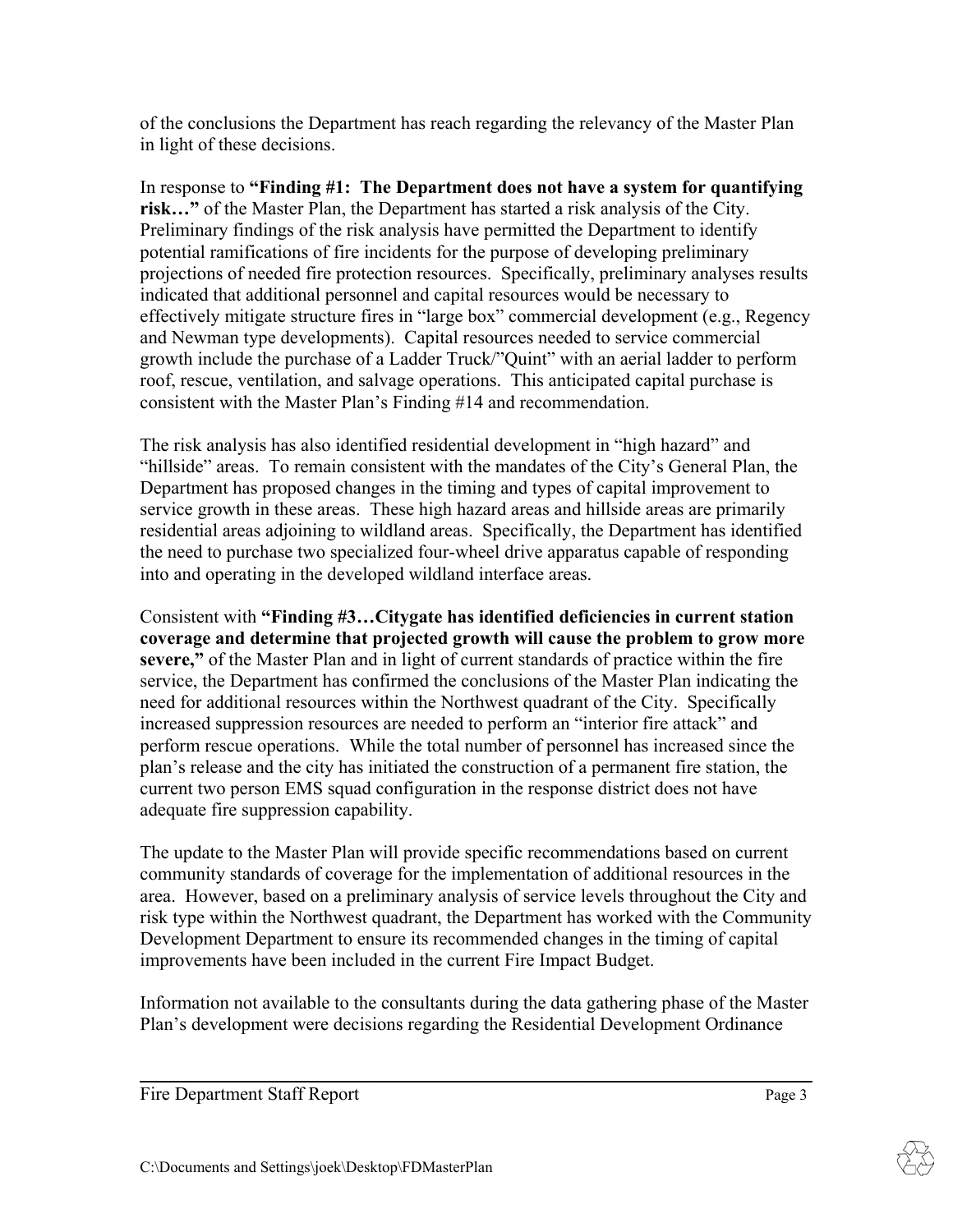of the conclusions the Department has reach regarding the relevancy of the Master Plan in light of these decisions.

In response to **"Finding #1: The Department does not have a system for quantifying risk…"** of the Master Plan, the Department has started a risk analysis of the City. Preliminary findings of the risk analysis have permitted the Department to identify potential ramifications of fire incidents for the purpose of developing preliminary projections of needed fire protection resources. Specifically, preliminary analyses results indicated that additional personnel and capital resources would be necessary to effectively mitigate structure fires in "large box" commercial development (e.g., Regency and Newman type developments). Capital resources needed to service commercial growth include the purchase of a Ladder Truck/"Quint" with an aerial ladder to perform roof, rescue, ventilation, and salvage operations. This anticipated capital purchase is consistent with the Master Plan's Finding #14 and recommendation.

The risk analysis has also identified residential development in "high hazard" and "hillside" areas. To remain consistent with the mandates of the City's General Plan, the Department has proposed changes in the timing and types of capital improvement to service growth in these areas. These high hazard areas and hillside areas are primarily residential areas adjoining to wildland areas. Specifically, the Department has identified the need to purchase two specialized four-wheel drive apparatus capable of responding into and operating in the developed wildland interface areas.

Consistent with **"Finding #3…Citygate has identified deficiencies in current station coverage and determine that projected growth will cause the problem to grow more severe,"** of the Master Plan and in light of current standards of practice within the fire service, the Department has confirmed the conclusions of the Master Plan indicating the need for additional resources within the Northwest quadrant of the City. Specifically increased suppression resources are needed to perform an "interior fire attack" and perform rescue operations. While the total number of personnel has increased since the plan's release and the city has initiated the construction of a permanent fire station, the current two person EMS squad configuration in the response district does not have adequate fire suppression capability.

The update to the Master Plan will provide specific recommendations based on current community standards of coverage for the implementation of additional resources in the area. However, based on a preliminary analysis of service levels throughout the City and risk type within the Northwest quadrant, the Department has worked with the Community Development Department to ensure its recommended changes in the timing of capital improvements have been included in the current Fire Impact Budget.

Information not available to the consultants during the data gathering phase of the Master Plan's development were decisions regarding the Residential Development Ordinance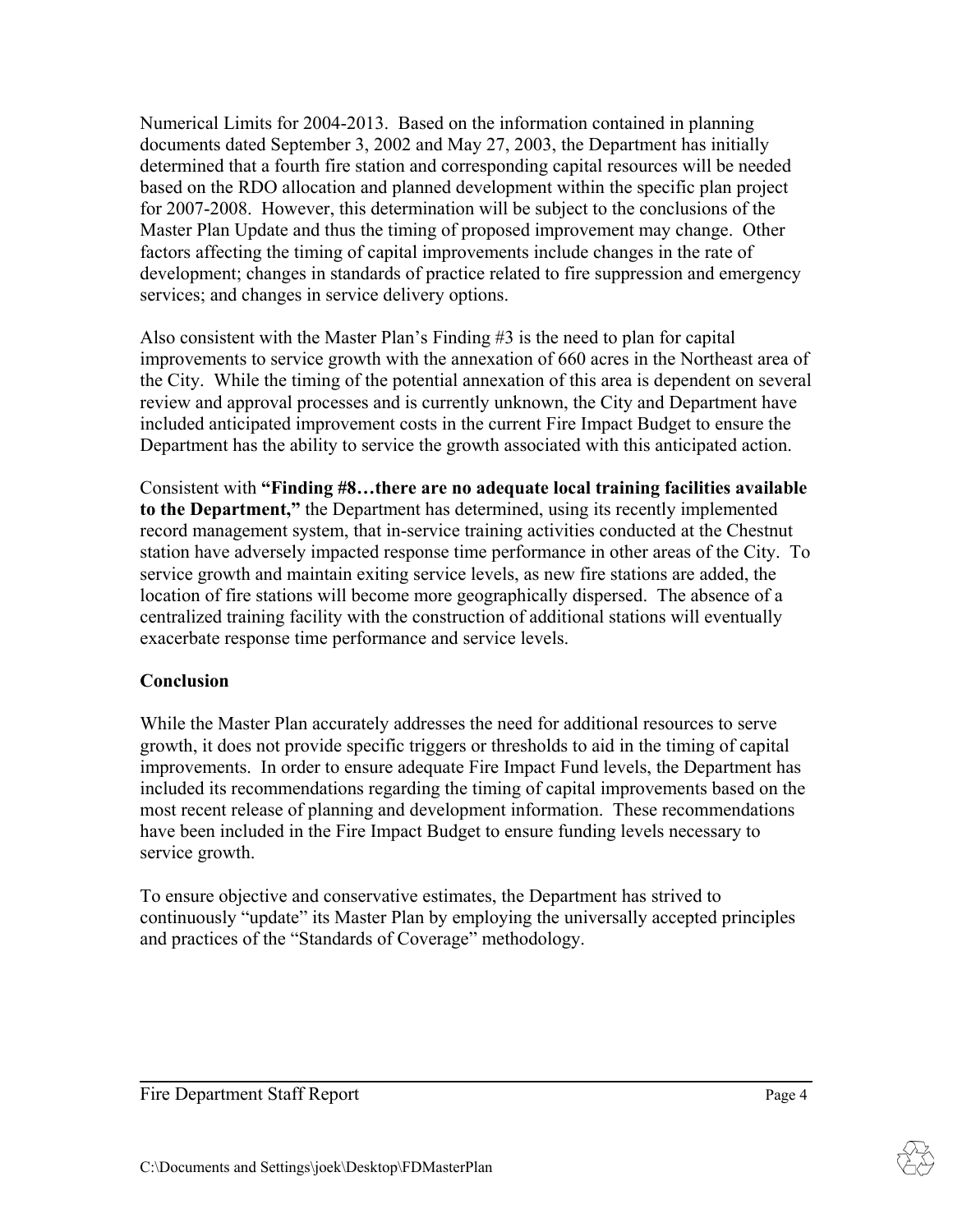Numerical Limits for 2004-2013. Based on the information contained in planning documents dated September 3, 2002 and May 27, 2003, the Department has initially determined that a fourth fire station and corresponding capital resources will be needed based on the RDO allocation and planned development within the specific plan project for 2007-2008. However, this determination will be subject to the conclusions of the Master Plan Update and thus the timing of proposed improvement may change. Other factors affecting the timing of capital improvements include changes in the rate of development; changes in standards of practice related to fire suppression and emergency services; and changes in service delivery options.

Also consistent with the Master Plan's Finding #3 is the need to plan for capital improvements to service growth with the annexation of 660 acres in the Northeast area of the City. While the timing of the potential annexation of this area is dependent on several review and approval processes and is currently unknown, the City and Department have included anticipated improvement costs in the current Fire Impact Budget to ensure the Department has the ability to service the growth associated with this anticipated action.

Consistent with **"Finding #8…there are no adequate local training facilities available to the Department,"** the Department has determined, using its recently implemented record management system, that in-service training activities conducted at the Chestnut station have adversely impacted response time performance in other areas of the City. To service growth and maintain exiting service levels, as new fire stations are added, the location of fire stations will become more geographically dispersed. The absence of a centralized training facility with the construction of additional stations will eventually exacerbate response time performance and service levels.

## Conclusion

While the Master Plan accurately addresses the need for additional resources to serve growth, it does not provide specific triggers or thresholds to aid in the timing of capital improvements. In order to ensure adequate Fire Impact Fund levels, the Department has included its recommendations regarding the timing of capital improvements based on the most recent release of planning and development information. These recommendations have been included in the Fire Impact Budget to ensure funding levels necessary to service growth.

To ensure objective and conservative estimates, the Department has strived to continuously "update" its Master Plan by employing the universally accepted principles and practices of the "Standards of Coverage" methodology.